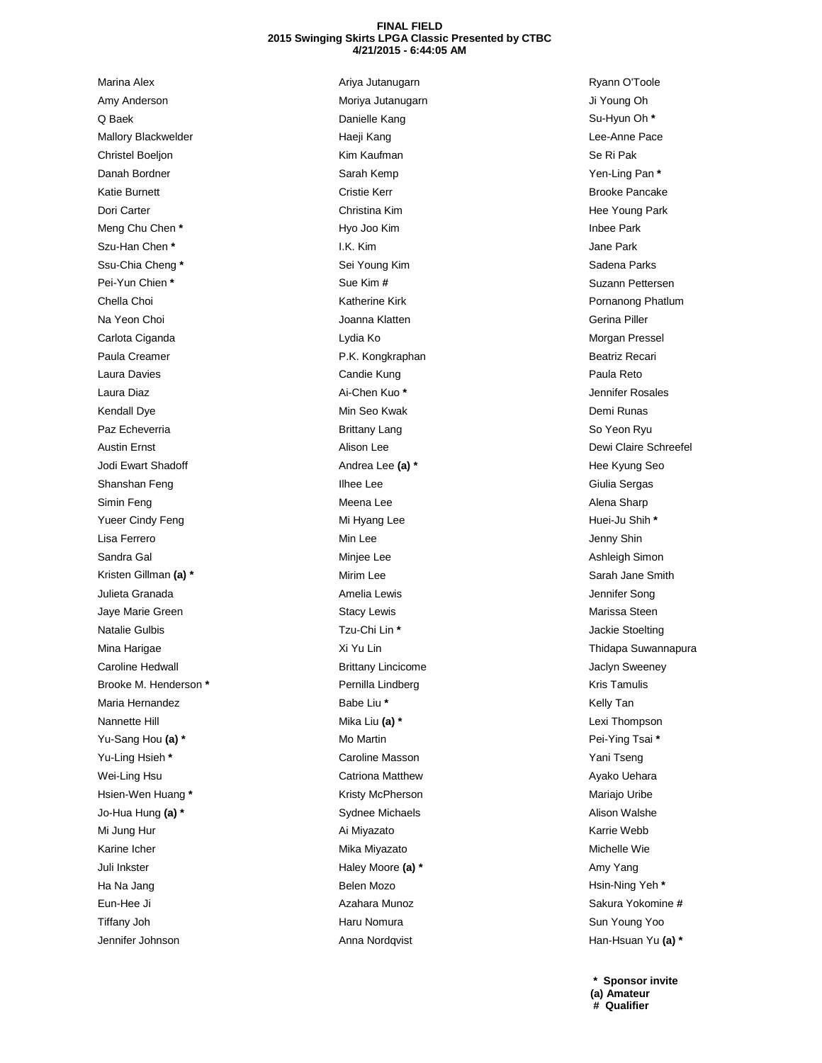**FINAL FIELD**
**2015 Swinging Skirts LPGA Classic Presented by CTBC**
**4/21/2015 - 6:44:05 AM**

Marina Alex
Amy Anderson
Q Baek
Mallory Blackwelder
Christel Boeljon
Danah Bordner
Katie Burnett
Dori Carter
Meng Chu Chen **\***
Szu-Han Chen **\***
Ssu-Chia Cheng **\***
Pei-Yun Chien **\***
Chella Choi
Na Yeon Choi
Carlota Ciganda
Paula Creamer
Laura Davies
Laura Diaz
Kendall Dye
Paz Echeverria
Austin Ernst
Jodi Ewart Shadoff
Shanshan Feng
Simin Feng
Yueer Cindy Feng
Lisa Ferrero
Sandra Gal
Kristen Gillman **(a) \***
Julieta Granada
Jaye Marie Green
Natalie Gulbis
Mina Harigae
Caroline Hedwall
Brooke M. Henderson **\***
Maria Hernandez
Nannette Hill
Yu-Sang Hou **(a) \***
Yu-Ling Hsieh **\***
Wei-Ling Hsu
Hsien-Wen Huang **\***
Jo-Hua Hung **(a) \***
Mi Jung Hur
Karine Icher
Juli Inkster
Ha Na Jang
Eun-Hee Ji
Tiffany Joh
Jennifer Johnson
Ariya Jutanugarn
Moriya Jutanugarn
Danielle Kang
Haeji Kang
Kim Kaufman
Sarah Kemp
Cristie Kerr
Christina Kim
Hyo Joo Kim
I.K. Kim
Sei Young Kim
Sue Kim **#**
Katherine Kirk
Joanna Klatten
Lydia Ko
P.K. Kongkraphan
Candie Kung
Ai-Chen Kuo **\***
Min Seo Kwak
Brittany Lang
Alison Lee
Andrea Lee **(a) \***
Ilhee Lee
Meena Lee
Mi Hyang Lee
Min Lee
Minjee Lee
Mirim Lee
Amelia Lewis
Stacy Lewis
Tzu-Chi Lin **\***
Xi Yu Lin
Brittany Lincicome
Pernilla Lindberg
Babe Liu **\***
Mika Liu **(a) \***
Mo Martin
Caroline Masson
Catriona Matthew
Kristy McPherson
Sydnee Michaels
Ai Miyazato
Mika Miyazato
Haley Moore **(a) \***
Belen Mozo
Azahara Munoz
Haru Nomura
Anna Nordqvist
Ryann O'Toole
Ji Young Oh
Su-Hyun Oh **\***
Lee-Anne Pace
Se Ri Pak
Yen-Ling Pan **\***
Brooke Pancake
Hee Young Park
Inbee Park
Jane Park
Sadena Parks
Suzann Pettersen
Pornanong Phatlum
Gerina Piller
Morgan Pressel
Beatriz Recari
Paula Reto
Jennifer Rosales
Demi Runas
So Yeon Ryu
Dewi Claire Schreefel
Hee Kyung Seo
Giulia Sergas
Alena Sharp
Huei-Ju Shih **\***
Jenny Shin
Ashleigh Simon
Sarah Jane Smith
Jennifer Song
Marissa Steen
Jackie Stoelting
Thidapa Suwannapura
Jaclyn Sweeney
Kris Tamulis
Kelly Tan
Lexi Thompson
Pei-Ying Tsai **\***
Yani Tseng
Ayako Uehara
Mariajo Uribe
Alison Walshe
Karrie Webb
Michelle Wie
Amy Yang
Hsin-Ning Yeh **\***
Sakura Yokomine **#**
Sun Young Yoo
Han-Hsuan Yu **(a) \***

**\* Sponsor invite**
**(a) Amateur**
**# Qualifier**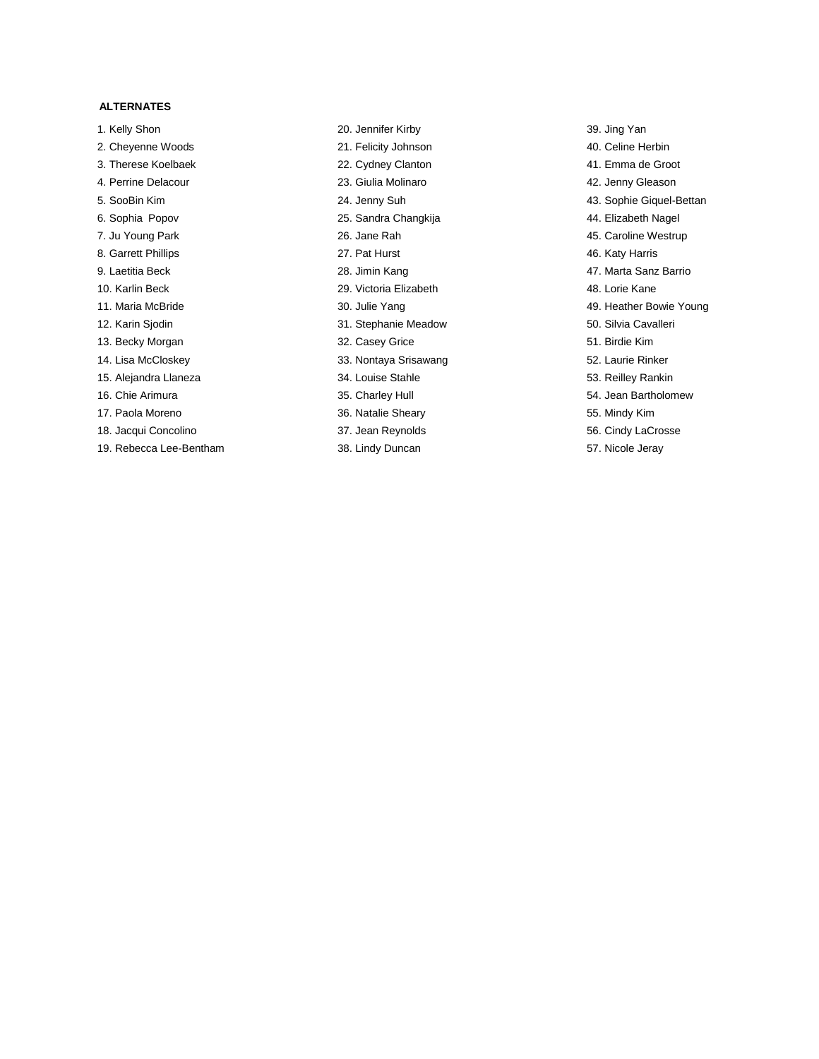**ALTERNATES**

1. Kelly Shon
2. Cheyenne Woods
3. Therese Koelbaek
4. Perrine Delacour
5. SooBin Kim
6. Sophia  Popov
7. Ju Young Park
8. Garrett Phillips
9. Laetitia Beck
10. Karlin Beck
11. Maria McBride
12. Karin Sjodin
13. Becky Morgan
14. Lisa McCloskey
15. Alejandra Llaneza
16. Chie Arimura
17. Paola Moreno
18. Jacqui Concolino
19. Rebecca Lee-Bentham
20. Jennifer Kirby
21. Felicity Johnson
22. Cydney Clanton
23. Giulia Molinaro
24. Jenny Suh
25. Sandra Changkija
26. Jane Rah
27. Pat Hurst
28. Jimin Kang
29. Victoria Elizabeth
30. Julie Yang
31. Stephanie Meadow
32. Casey Grice
33. Nontaya Srisawang
34. Louise Stahle
35. Charley Hull
36. Natalie Sheary
37. Jean Reynolds
38. Lindy Duncan
39. Jing Yan
40. Celine Herbin
41. Emma de Groot
42. Jenny Gleason
43. Sophie Giquel-Bettan
44. Elizabeth Nagel
45. Caroline Westrup
46. Katy Harris
47. Marta Sanz Barrio
48. Lorie Kane
49. Heather Bowie Young
50. Silvia Cavalleri
51. Birdie Kim
52. Laurie Rinker
53. Reilley Rankin
54. Jean Bartholomew
55. Mindy Kim
56. Cindy LaCrosse
57. Nicole Jeray